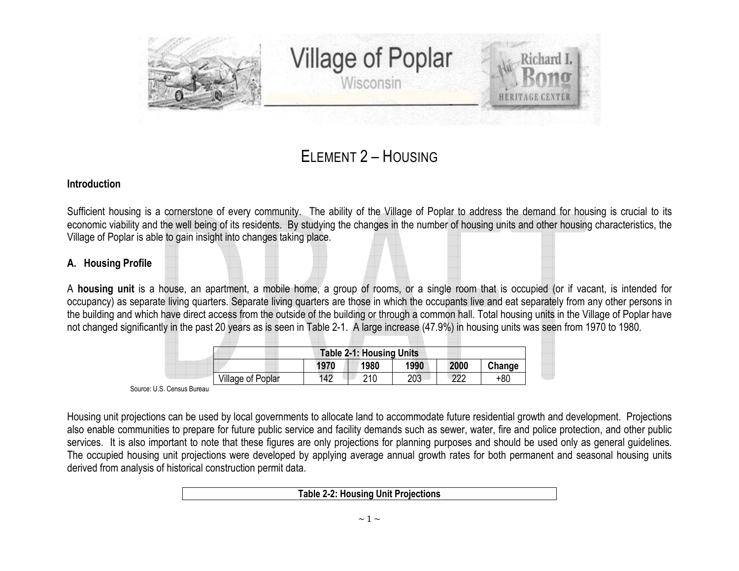# ELEMENT 2 – HOUSING

### Introduction

Sufficient housing is a cornerstone of every community. The ability of the Village of Poplar to address the demand for housing is crucial to its economic viability and the well being of its residents. By studying the changes in the number of housing units and other housing characteristics, the Village of Poplar is able to gain insight into changes taking place.

### A. Housing Profile

A **housing unit** is a house, an apartment, a mobile home, a group of rooms, or a single room that is occupied (or if vacant, is intended for occupancy) as separate living quarters. Separate living quarters are those in which the occupants live and eat separately from any other persons in the building and which have direct access from the outside of the building or through a common hall. Total housing units in the Village of Poplar have not changed significantly in the past 20 years as is seen in Table 2-1. A large increase (47.9%) in housing units was seen from 1970 to 1980.

**Table 2-1: Housing Units**

| | 1970 | 1980 | 1990 | 2000 | Change |
|---|---|---|---|---|---|
| Village of Poplar | 142 | 210 | 203 | 222 | +80 |

Source: U.S. Census Bureau

Housing unit projections can be used by local governments to allocate land to accommodate future residential growth and development. Projections also enable communities to prepare for future public service and facility demands such as sewer, water, fire and police protection, and other public services. It is also important to note that these figures are only projections for planning purposes and should be used only as general guidelines. The occupied housing unit projections were developed by applying average annual growth rates for both permanent and seasonal housing units derived from analysis of historical construction permit data.

**Table 2-2: Housing Unit Projections**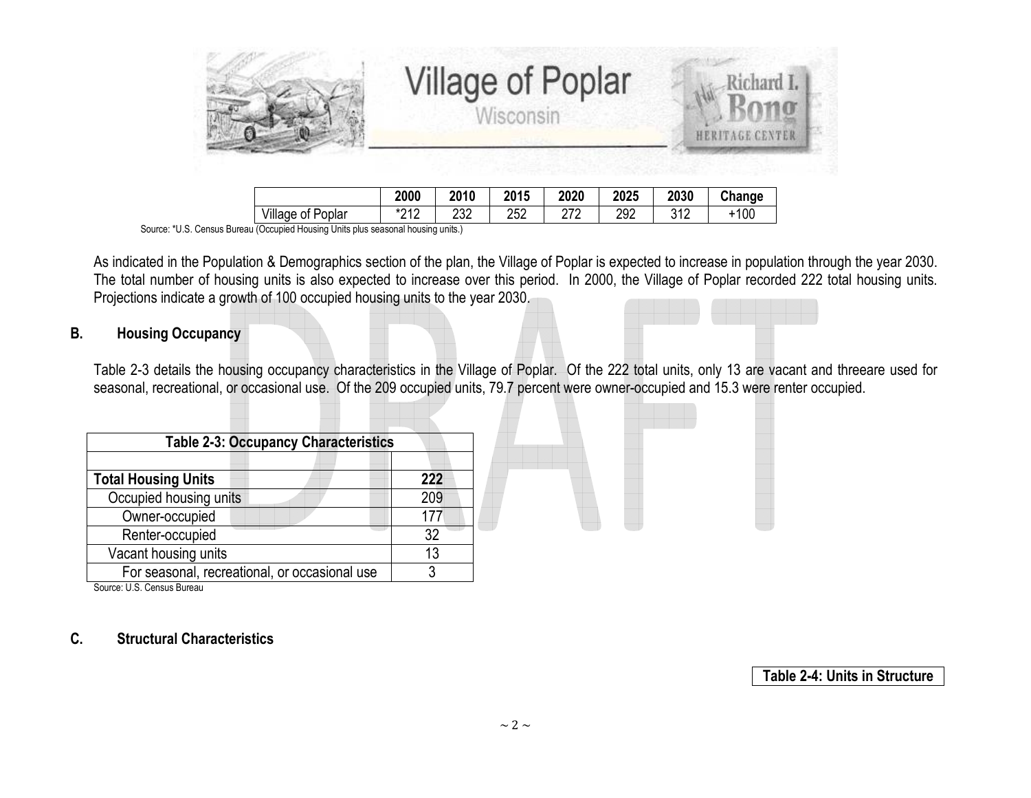| | 2000 | 2010 | 2015 | 2020 | 2025 | 2030 | Change |
|---|---|---|---|---|---|---|---|
| Village of Poplar | *212 | 232 | 252 | 272 | 292 | 312 | +100 |

Source: *U.S. Census Bureau (Occupied Housing Units plus seasonal housing units.)

As indicated in the Population & Demographics section of the plan, the Village of Poplar is expected to increase in population through the year 2030. The total number of housing units is also expected to increase over this period. In 2000, the Village of Poplar recorded 222 total housing units. Projections indicate a growth of 100 occupied housing units to the year 2030.

## B. Housing Occupancy

Table 2-3 details the housing occupancy characteristics in the Village of Poplar. Of the 222 total units, only 13 are vacant and threeare used for seasonal, recreational, or occasional use. Of the 209 occupied units, 79.7 percent were owner-occupied and 15.3 were renter occupied.

| Table 2-3: Occupancy Characteristics | |
|---|---|
| | |
| **Total Housing Units** | **222** |
| Occupied housing units | 209 |
| Owner-occupied | 177 |
| Renter-occupied | 32 |
| Vacant housing units | 13 |
| For seasonal, recreational, or occasional use | 3 |

Source: U.S. Census Bureau

## C. Structural Characteristics

**Table 2-4: Units in Structure**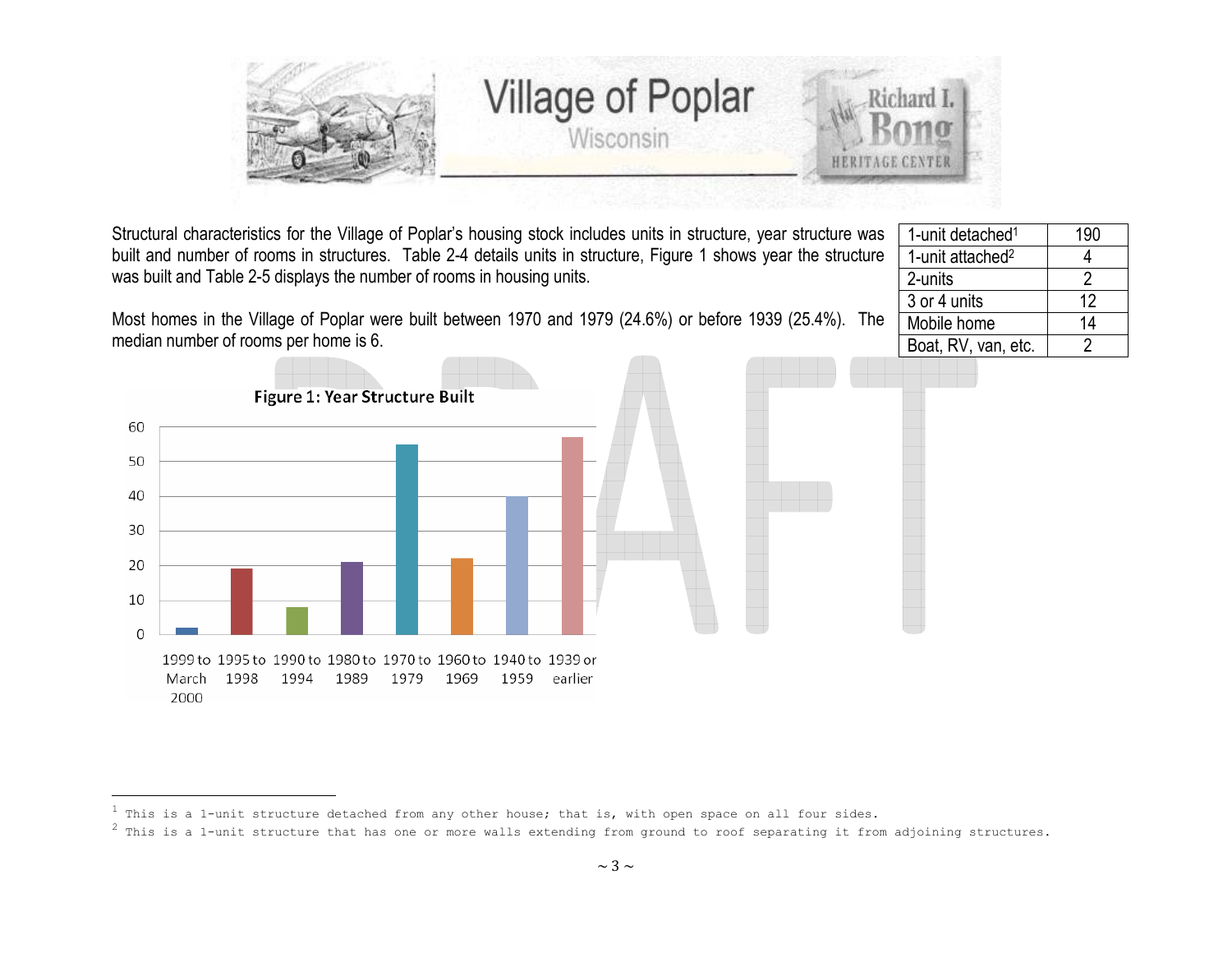Structural characteristics for the Village of Poplar's housing stock includes units in structure, year structure was built and number of rooms in structures. Table 2-4 details units in structure, Figure 1 shows year the structure was built and Table 2-5 displays the number of rooms in housing units.

Most homes in the Village of Poplar were built between 1970 and 1979 (24.6%) or before 1939 (25.4%). The median number of rooms per home is 6.

| | |
|---|---|
| 1-unit detached[1] | 190 |
| 1-unit attached[2] | 4 |
| 2-units | 2 |
| 3 or 4 units | 12 |
| Mobile home | 14 |
| Boat, RV, van, etc. | 2 |

**Figure 1: Year Structure Built**

| Year Structure Built | Units (approx.) |
|---|---|
| 1999 to March 2000 | 2 |
| 1995 to 1998 | 19 |
| 1990 to 1994 | 8 |
| 1980 to 1989 | 21 |
| 1970 to 1979 | 55 |
| 1960 to 1969 | 22 |
| 1940 to 1959 | 40 |
| 1939 or earlier | 57 |

[1] This is a 1-unit structure detached from any other house; that is, with open space on all four sides.

[2] This is a 1-unit structure that has one or more walls extending from ground to roof separating it from adjoining structures.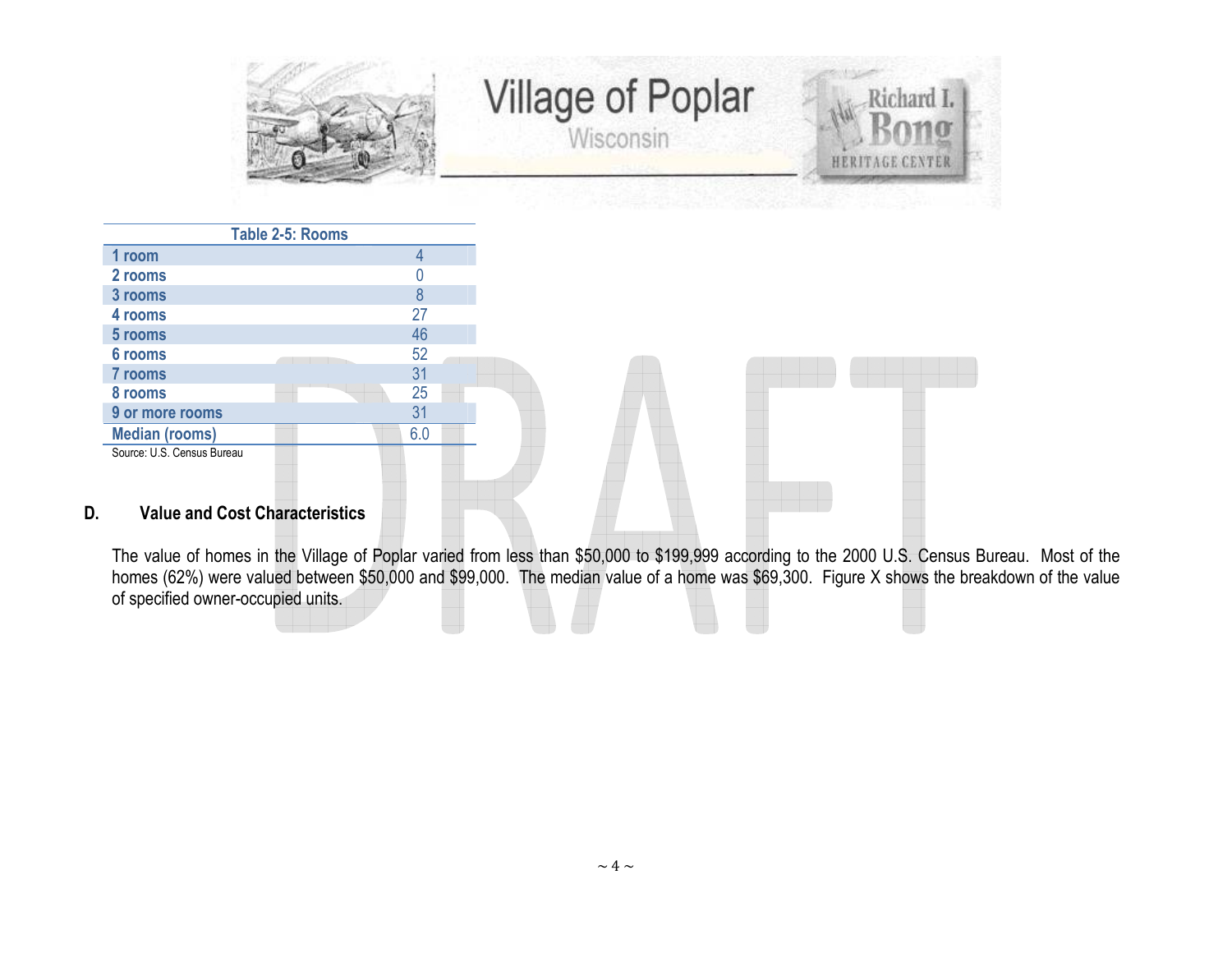| Table 2-5: Rooms | |
|---|---|
| 1 room | 4 |
| 2 rooms | 0 |
| 3 rooms | 8 |
| 4 rooms | 27 |
| 5 rooms | 46 |
| 6 rooms | 52 |
| 7 rooms | 31 |
| 8 rooms | 25 |
| 9 or more rooms | 31 |
| Median (rooms) | 6.0 |

Source: U.S. Census Bureau

## D. Value and Cost Characteristics

The value of homes in the Village of Poplar varied from less than $50,000 to $199,999 according to the 2000 U.S. Census Bureau. Most of the homes (62%) were valued between $50,000 and $99,000. The median value of a home was $69,300. Figure X shows the breakdown of the value of specified owner-occupied units.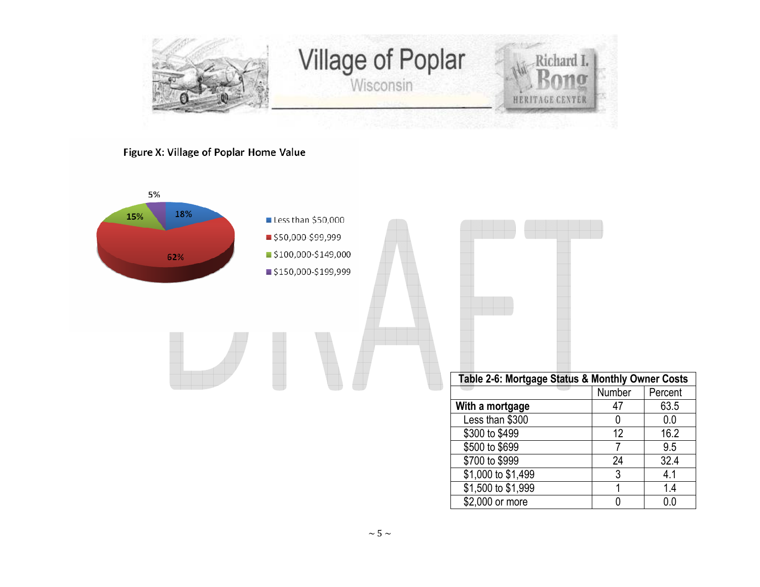Figure X: Village of Poplar Home Value

| Home Value | Percent |
|---|---|
| Less than $50,000 | 18% |
| $50,000-$99,999 | 62% |
| $100,000-$149,000 | 15% |
| $150,000-$199,999 | 5% |

| Table 2-6: Mortgage Status & Monthly Owner Costs | | |
|---|---|---|
| | Number | Percent |
| **With a mortgage** | 47 | 63.5 |
| Less than $300 | 0 | 0.0 |
| $300 to $499 | 12 | 16.2 |
| $500 to $699 | 7 | 9.5 |
| $700 to $999 | 24 | 32.4 |
| $1,000 to $1,499 | 3 | 4.1 |
| $1,500 to $1,999 | 1 | 1.4 |
| $2,000 or more | 0 | 0.0 |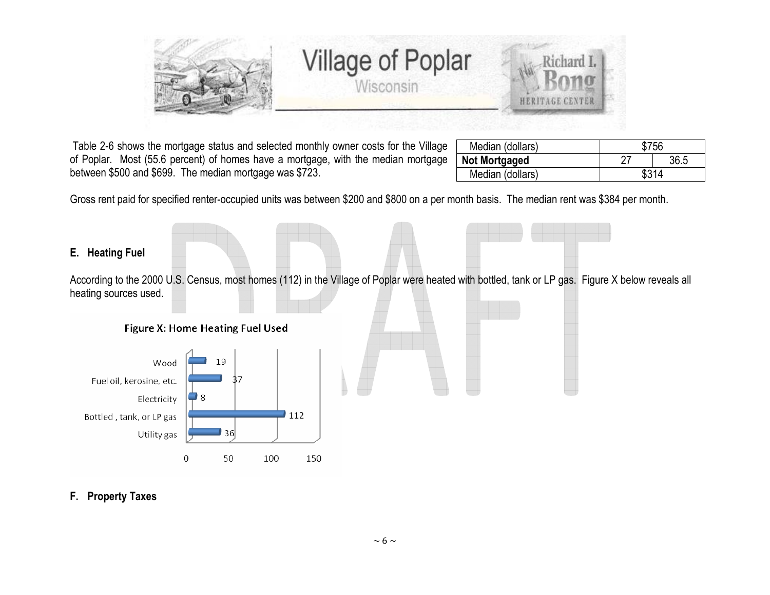Table 2-6 shows the mortgage status and selected monthly owner costs for the Village of Poplar. Most (55.6 percent) of homes have a mortgage, with the median mortgage between $500 and $699. The median mortgage was $723.

| | | |
|---|---|---|
| Median (dollars) | $756 | |
| **Not Mortgaged** | 27 | 36.5 |
| Median (dollars) | $314 | |

Gross rent paid for specified renter-occupied units was between $200 and $800 on a per month basis. The median rent was $384 per month.

## E. Heating Fuel

According to the 2000 U.S. Census, most homes (112) in the Village of Poplar were heated with bottled, tank or LP gas. Figure X below reveals all heating sources used.

**Figure X: Home Heating Fuel Used**

| Fuel | Homes |
|---|---|
| Wood | 19 |
| Fuel oil, kerosine, etc. | 37 |
| Electricity | 8 |
| Bottled , tank, or LP gas | 112 |
| Utility gas | 36 |

## F. Property Taxes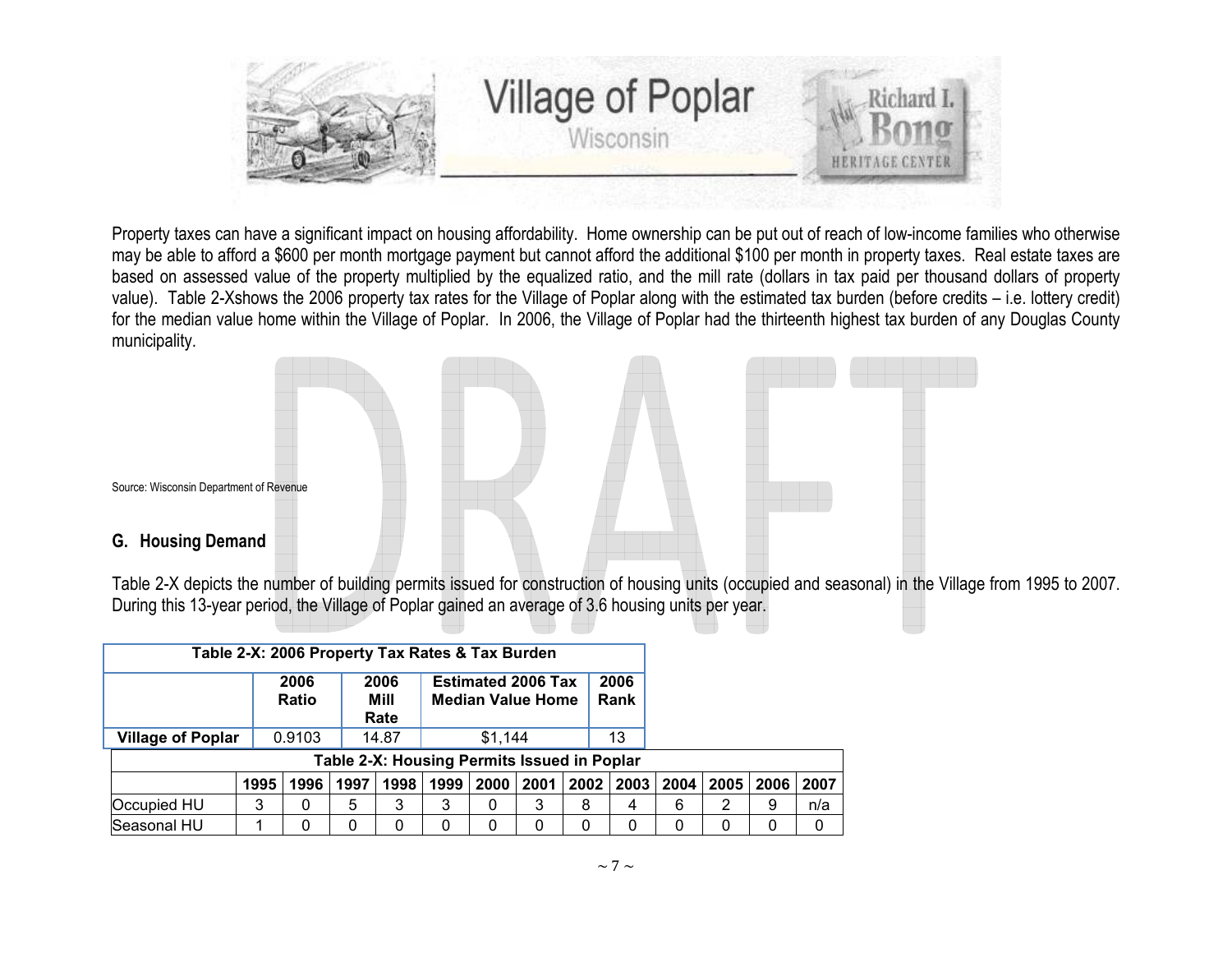Property taxes can have a significant impact on housing affordability. Home ownership can be put out of reach of low-income families who otherwise may be able to afford a $600 per month mortgage payment but cannot afford the additional $100 per month in property taxes. Real estate taxes are based on assessed value of the property multiplied by the equalized ratio, and the mill rate (dollars in tax paid per thousand dollars of property value). Table 2-Xshows the 2006 property tax rates for the Village of Poplar along with the estimated tax burden (before credits – i.e. lottery credit) for the median value home within the Village of Poplar. In 2006, the Village of Poplar had the thirteenth highest tax burden of any Douglas County municipality.

Source: Wisconsin Department of Revenue

## G. Housing Demand

Table 2-X depicts the number of building permits issued for construction of housing units (occupied and seasonal) in the Village from 1995 to 2007. During this 13-year period, the Village of Poplar gained an average of 3.6 housing units per year.

**Table 2-X: 2006 Property Tax Rates & Tax Burden**

| | 2006 Ratio | 2006 Mill Rate | Estimated 2006 Tax Median Value Home | 2006 Rank |
|---|---|---|---|---|
| **Village of Poplar** | 0.9103 | 14.87 | $1,144 | 13 |

**Table 2-X: Housing Permits Issued in Poplar**

| | 1995 | 1996 | 1997 | 1998 | 1999 | 2000 | 2001 | 2002 | 2003 | 2004 | 2005 | 2006 | 2007 |
|---|---|---|---|---|---|---|---|---|---|---|---|---|---|
| Occupied HU | 3 | 0 | 5 | 3 | 3 | 0 | 3 | 8 | 4 | 6 | 2 | 9 | n/a |
| Seasonal HU | 1 | 0 | 0 | 0 | 0 | 0 | 0 | 0 | 0 | 0 | 0 | 0 | 0 |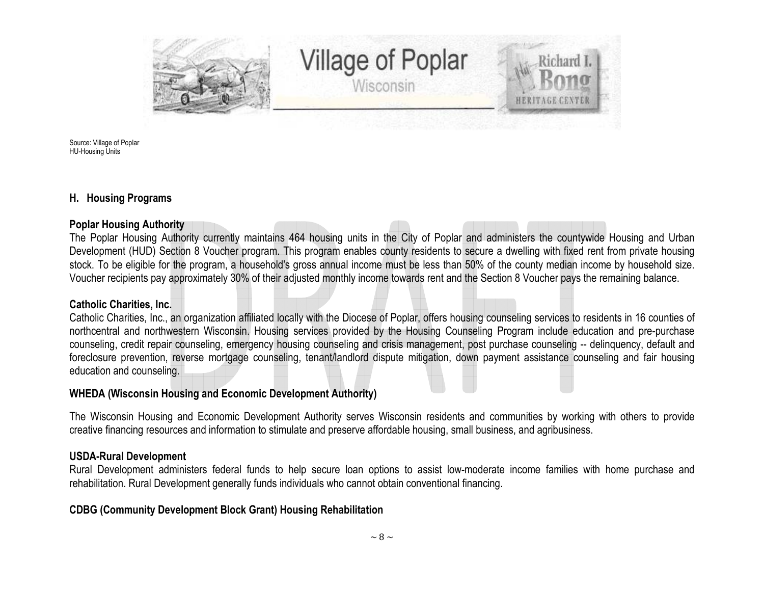Source: Village of Poplar
HU-Housing Units

## H. Housing Programs

**Poplar Housing Authority**

The Poplar Housing Authority currently maintains 464 housing units in the City of Poplar and administers the countywide Housing and Urban Development (HUD) Section 8 Voucher program. This program enables county residents to secure a dwelling with fixed rent from private housing stock. To be eligible for the program, a household's gross annual income must be less than 50% of the county median income by household size. Voucher recipients pay approximately 30% of their adjusted monthly income towards rent and the Section 8 Voucher pays the remaining balance.

**Catholic Charities, Inc.**

Catholic Charities, Inc., an organization affiliated locally with the Diocese of Poplar, offers housing counseling services to residents in 16 counties of northcentral and northwestern Wisconsin. Housing services provided by the Housing Counseling Program include education and pre-purchase counseling, credit repair counseling, emergency housing counseling and crisis management, post purchase counseling -- delinquency, default and foreclosure prevention, reverse mortgage counseling, tenant/landlord dispute mitigation, down payment assistance counseling and fair housing education and counseling.

**WHEDA (Wisconsin Housing and Economic Development Authority)**

The Wisconsin Housing and Economic Development Authority serves Wisconsin residents and communities by working with others to provide creative financing resources and information to stimulate and preserve affordable housing, small business, and agribusiness.

**USDA-Rural Development**

Rural Development administers federal funds to help secure loan options to assist low-moderate income families with home purchase and rehabilitation. Rural Development generally funds individuals who cannot obtain conventional financing.

**CDBG (Community Development Block Grant) Housing Rehabilitation**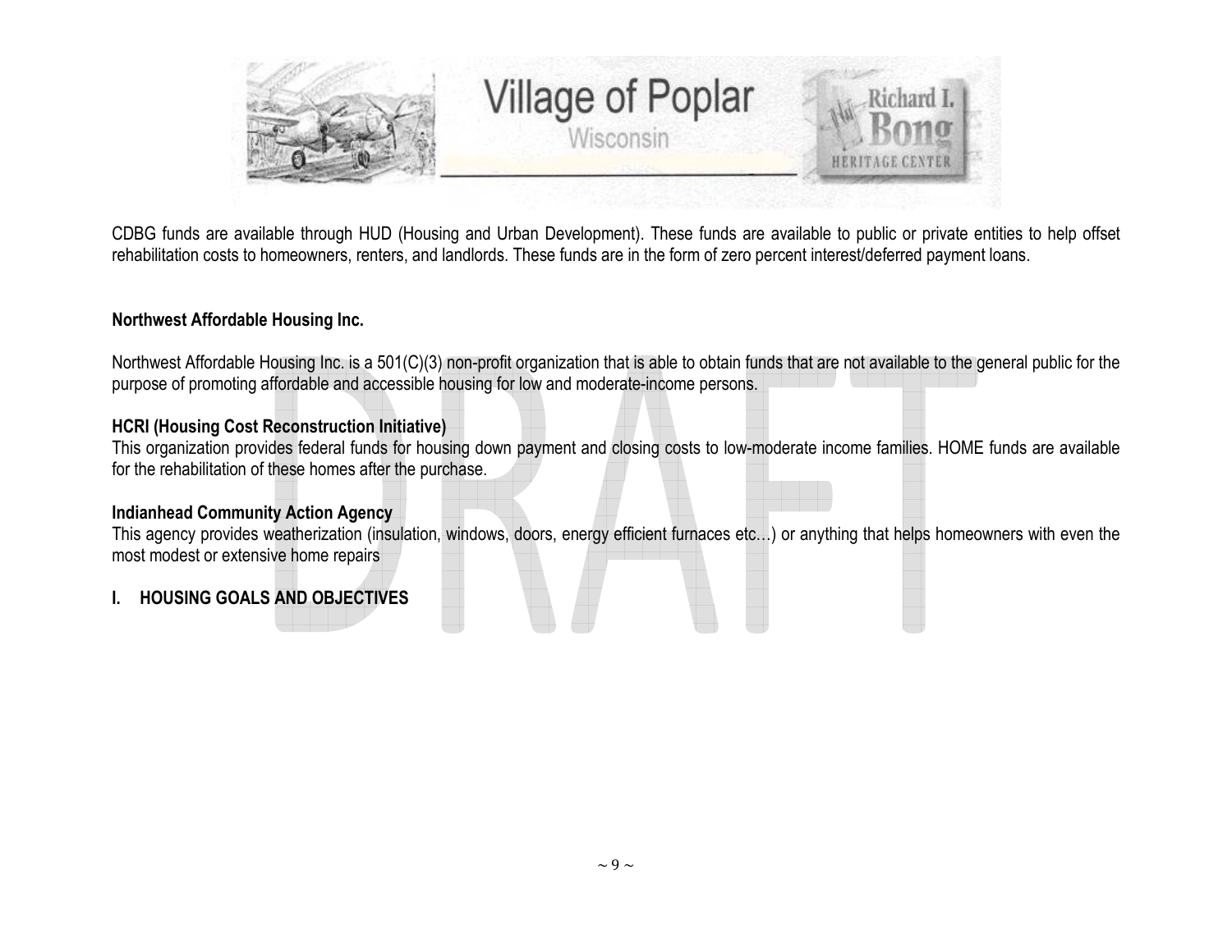CDBG funds are available through HUD (Housing and Urban Development). These funds are available to public or private entities to help offset rehabilitation costs to homeowners, renters, and landlords. These funds are in the form of zero percent interest/deferred payment loans.

**Northwest Affordable Housing Inc.**

Northwest Affordable Housing Inc. is a 501(C)(3) non-profit organization that is able to obtain funds that are not available to the general public for the purpose of promoting affordable and accessible housing for low and moderate-income persons.

**HCRI (Housing Cost Reconstruction Initiative)**
This organization provides federal funds for housing down payment and closing costs to low-moderate income families. HOME funds are available for the rehabilitation of these homes after the purchase.

**Indianhead Community Action Agency**
This agency provides weatherization (insulation, windows, doors, energy efficient furnaces etc…) or anything that helps homeowners with even the most modest or extensive home repairs

## I. HOUSING GOALS AND OBJECTIVES